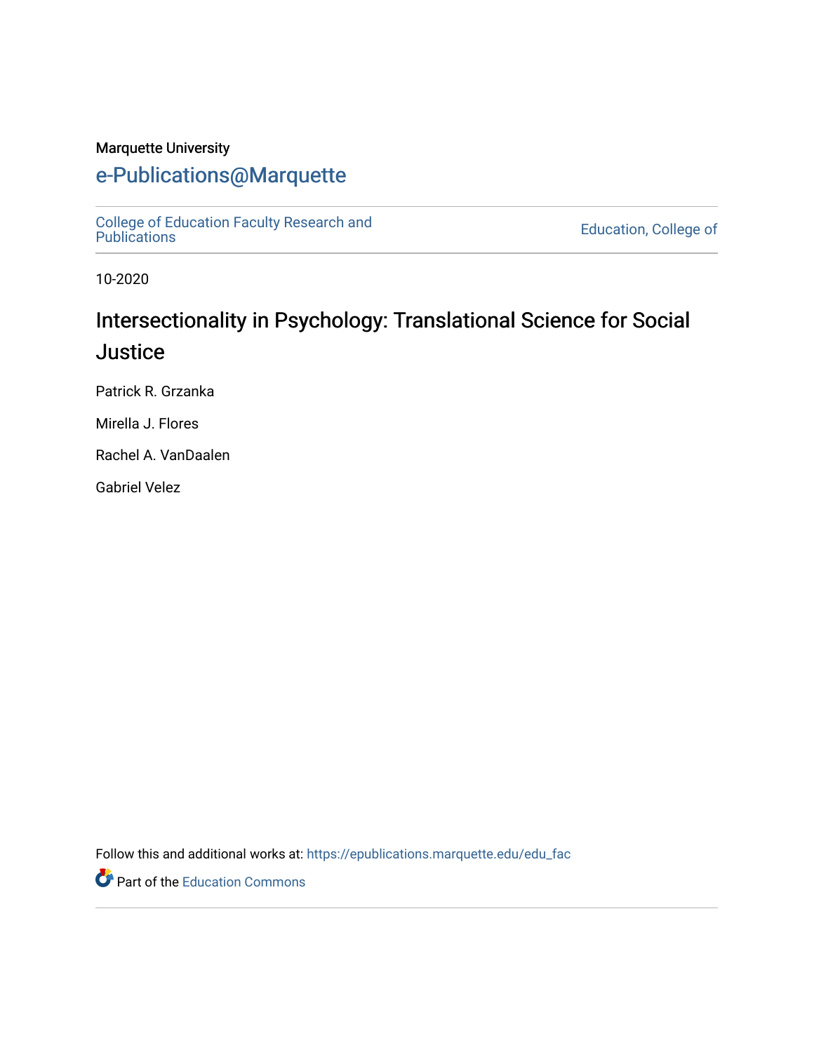Marquette University

# e-Publications@Marquette

College of Education Faculty Research and Publications

Education, College of

10-2020

## Intersectionality in Psychology: Translational Science for Social Justice

Patrick R. Grzanka

Mirella J. Flores

Rachel A. VanDaalen

Gabriel Velez

Follow this and additional works at: https://epublications.marquette.edu/edu_fac

Part of the Education Commons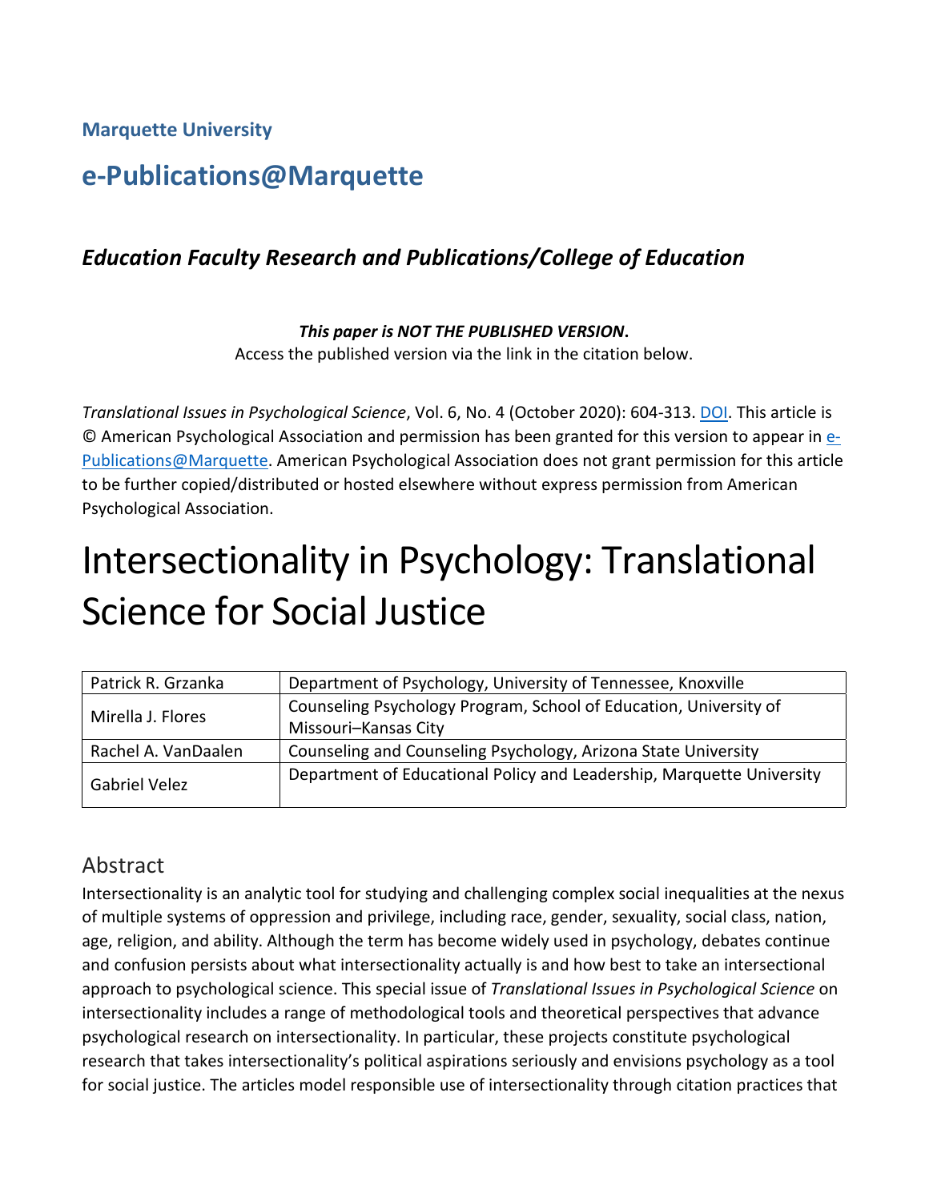**Marquette University**

## e-Publications@Marquette

### *Education Faculty Research and Publications/College of Education*

***This paper is NOT THE PUBLISHED VERSION*.**
Access the published version via the link in the citation below.

*Translational Issues in Psychological Science*, Vol. 6, No. 4 (October 2020): 604-313. DOI. This article is © American Psychological Association and permission has been granted for this version to appear in e-Publications@Marquette. American Psychological Association does not grant permission for this article to be further copied/distributed or hosted elsewhere without express permission from American Psychological Association.

# Intersectionality in Psychology: Translational Science for Social Justice

| Patrick R. Grzanka | Department of Psychology, University of Tennessee, Knoxville |
|---|---|
| Mirella J. Flores | Counseling Psychology Program, School of Education, University of Missouri–Kansas City |
| Rachel A. VanDaalen | Counseling and Counseling Psychology, Arizona State University |
| Gabriel Velez | Department of Educational Policy and Leadership, Marquette University |

## Abstract

Intersectionality is an analytic tool for studying and challenging complex social inequalities at the nexus of multiple systems of oppression and privilege, including race, gender, sexuality, social class, nation, age, religion, and ability. Although the term has become widely used in psychology, debates continue and confusion persists about what intersectionality actually is and how best to take an intersectional approach to psychological science. This special issue of *Translational Issues in Psychological Science* on intersectionality includes a range of methodological tools and theoretical perspectives that advance psychological research on intersectionality. In particular, these projects constitute psychological research that takes intersectionality's political aspirations seriously and envisions psychology as a tool for social justice. The articles model responsible use of intersectionality through citation practices that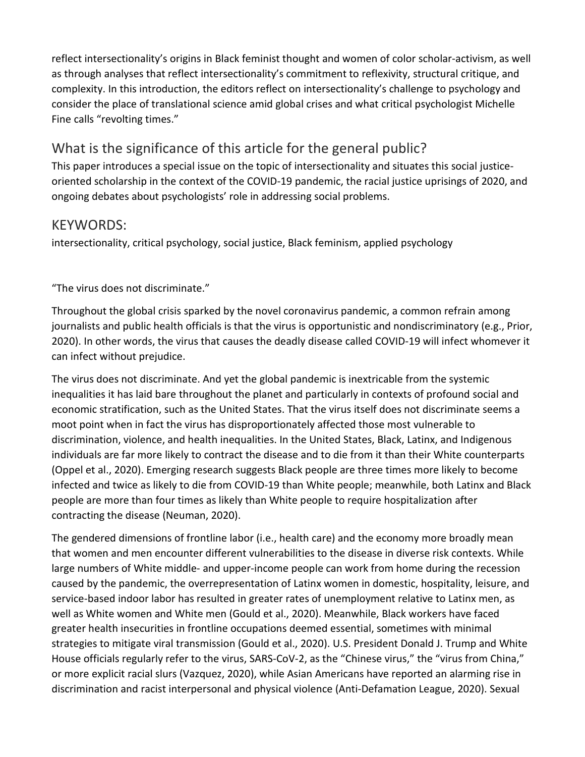reflect intersectionality's origins in Black feminist thought and women of color scholar-activism, as well as through analyses that reflect intersectionality's commitment to reflexivity, structural critique, and complexity. In this introduction, the editors reflect on intersectionality's challenge to psychology and consider the place of translational science amid global crises and what critical psychologist Michelle Fine calls "revolting times."

## What is the significance of this article for the general public?

This paper introduces a special issue on the topic of intersectionality and situates this social justice-oriented scholarship in the context of the COVID-19 pandemic, the racial justice uprisings of 2020, and ongoing debates about psychologists' role in addressing social problems.

## KEYWORDS:

intersectionality, critical psychology, social justice, Black feminism, applied psychology

"The virus does not discriminate."

Throughout the global crisis sparked by the novel coronavirus pandemic, a common refrain among journalists and public health officials is that the virus is opportunistic and nondiscriminatory (e.g., Prior, 2020). In other words, the virus that causes the deadly disease called COVID-19 will infect whomever it can infect without prejudice.

The virus does not discriminate. And yet the global pandemic is inextricable from the systemic inequalities it has laid bare throughout the planet and particularly in contexts of profound social and economic stratification, such as the United States. That the virus itself does not discriminate seems a moot point when in fact the virus has disproportionately affected those most vulnerable to discrimination, violence, and health inequalities. In the United States, Black, Latinx, and Indigenous individuals are far more likely to contract the disease and to die from it than their White counterparts (Oppel et al., 2020). Emerging research suggests Black people are three times more likely to become infected and twice as likely to die from COVID-19 than White people; meanwhile, both Latinx and Black people are more than four times as likely than White people to require hospitalization after contracting the disease (Neuman, 2020).

The gendered dimensions of frontline labor (i.e., health care) and the economy more broadly mean that women and men encounter different vulnerabilities to the disease in diverse risk contexts. While large numbers of White middle- and upper-income people can work from home during the recession caused by the pandemic, the overrepresentation of Latinx women in domestic, hospitality, leisure, and service-based indoor labor has resulted in greater rates of unemployment relative to Latinx men, as well as White women and White men (Gould et al., 2020). Meanwhile, Black workers have faced greater health insecurities in frontline occupations deemed essential, sometimes with minimal strategies to mitigate viral transmission (Gould et al., 2020). U.S. President Donald J. Trump and White House officials regularly refer to the virus, SARS-CoV-2, as the "Chinese virus," the "virus from China," or more explicit racial slurs (Vazquez, 2020), while Asian Americans have reported an alarming rise in discrimination and racist interpersonal and physical violence (Anti-Defamation League, 2020). Sexual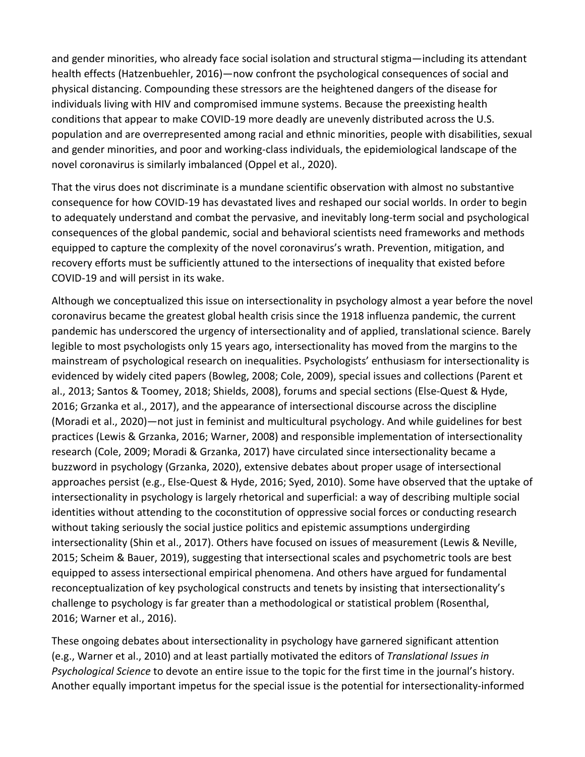and gender minorities, who already face social isolation and structural stigma—including its attendant health effects (Hatzenbuehler, 2016)—now confront the psychological consequences of social and physical distancing. Compounding these stressors are the heightened dangers of the disease for individuals living with HIV and compromised immune systems. Because the preexisting health conditions that appear to make COVID-19 more deadly are unevenly distributed across the U.S. population and are overrepresented among racial and ethnic minorities, people with disabilities, sexual and gender minorities, and poor and working-class individuals, the epidemiological landscape of the novel coronavirus is similarly imbalanced (Oppel et al., 2020).

That the virus does not discriminate is a mundane scientific observation with almost no substantive consequence for how COVID-19 has devastated lives and reshaped our social worlds. In order to begin to adequately understand and combat the pervasive, and inevitably long-term social and psychological consequences of the global pandemic, social and behavioral scientists need frameworks and methods equipped to capture the complexity of the novel coronavirus's wrath. Prevention, mitigation, and recovery efforts must be sufficiently attuned to the intersections of inequality that existed before COVID-19 and will persist in its wake.

Although we conceptualized this issue on intersectionality in psychology almost a year before the novel coronavirus became the greatest global health crisis since the 1918 influenza pandemic, the current pandemic has underscored the urgency of intersectionality and of applied, translational science. Barely legible to most psychologists only 15 years ago, intersectionality has moved from the margins to the mainstream of psychological research on inequalities. Psychologists' enthusiasm for intersectionality is evidenced by widely cited papers (Bowleg, 2008; Cole, 2009), special issues and collections (Parent et al., 2013; Santos & Toomey, 2018; Shields, 2008), forums and special sections (Else-Quest & Hyde, 2016; Grzanka et al., 2017), and the appearance of intersectional discourse across the discipline (Moradi et al., 2020)—not just in feminist and multicultural psychology. And while guidelines for best practices (Lewis & Grzanka, 2016; Warner, 2008) and responsible implementation of intersectionality research (Cole, 2009; Moradi & Grzanka, 2017) have circulated since intersectionality became a buzzword in psychology (Grzanka, 2020), extensive debates about proper usage of intersectional approaches persist (e.g., Else-Quest & Hyde, 2016; Syed, 2010). Some have observed that the uptake of intersectionality in psychology is largely rhetorical and superficial: a way of describing multiple social identities without attending to the coconstitution of oppressive social forces or conducting research without taking seriously the social justice politics and epistemic assumptions undergirding intersectionality (Shin et al., 2017). Others have focused on issues of measurement (Lewis & Neville, 2015; Scheim & Bauer, 2019), suggesting that intersectional scales and psychometric tools are best equipped to assess intersectional empirical phenomena. And others have argued for fundamental reconceptualization of key psychological constructs and tenets by insisting that intersectionality's challenge to psychology is far greater than a methodological or statistical problem (Rosenthal, 2016; Warner et al., 2016).

These ongoing debates about intersectionality in psychology have garnered significant attention (e.g., Warner et al., 2010) and at least partially motivated the editors of *Translational Issues in Psychological Science* to devote an entire issue to the topic for the first time in the journal's history. Another equally important impetus for the special issue is the potential for intersectionality-informed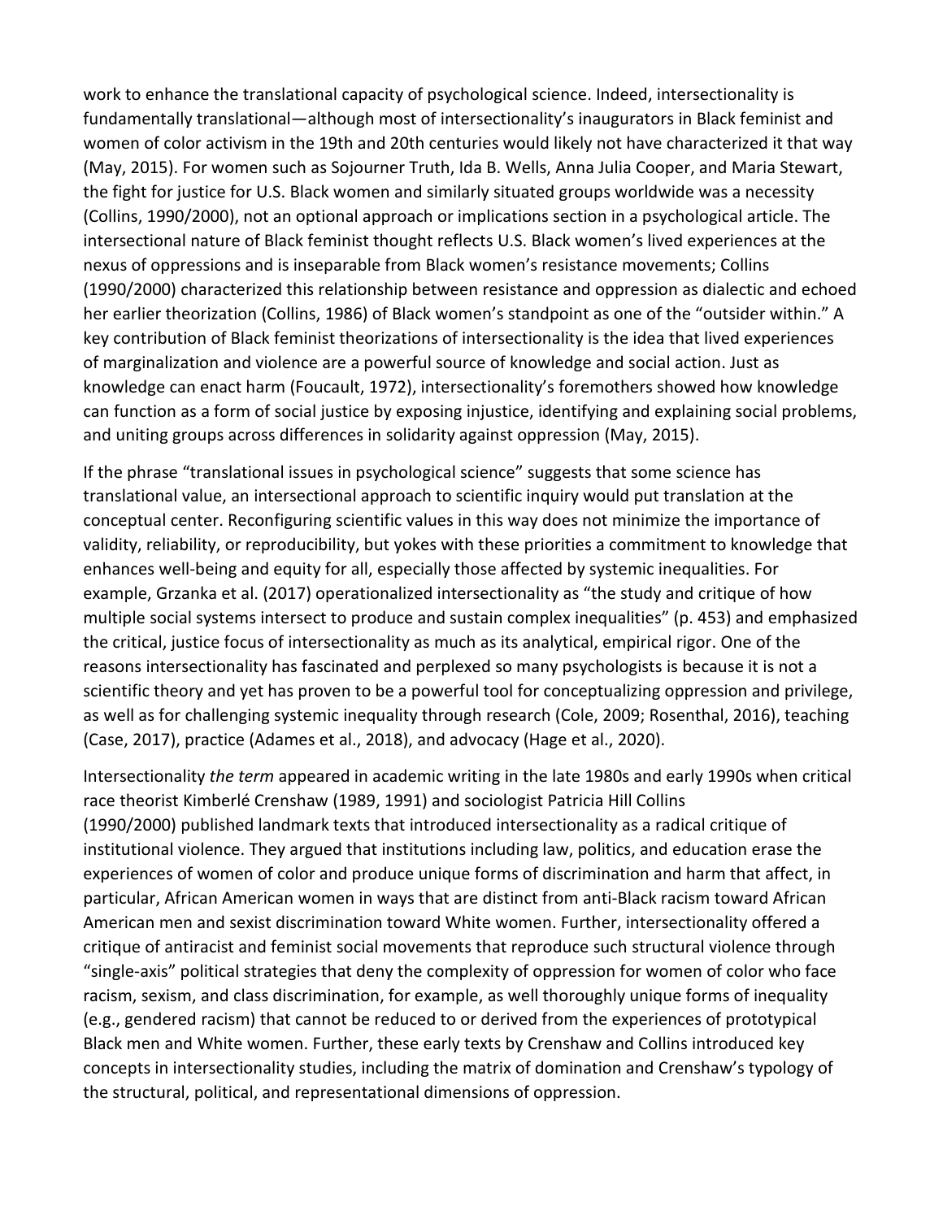work to enhance the translational capacity of psychological science. Indeed, intersectionality is fundamentally translational—although most of intersectionality's inaugurators in Black feminist and women of color activism in the 19th and 20th centuries would likely not have characterized it that way (May, 2015). For women such as Sojourner Truth, Ida B. Wells, Anna Julia Cooper, and Maria Stewart, the fight for justice for U.S. Black women and similarly situated groups worldwide was a necessity (Collins, 1990/2000), not an optional approach or implications section in a psychological article. The intersectional nature of Black feminist thought reflects U.S. Black women's lived experiences at the nexus of oppressions and is inseparable from Black women's resistance movements; Collins (1990/2000) characterized this relationship between resistance and oppression as dialectic and echoed her earlier theorization (Collins, 1986) of Black women's standpoint as one of the "outsider within." A key contribution of Black feminist theorizations of intersectionality is the idea that lived experiences of marginalization and violence are a powerful source of knowledge and social action. Just as knowledge can enact harm (Foucault, 1972), intersectionality's foremothers showed how knowledge can function as a form of social justice by exposing injustice, identifying and explaining social problems, and uniting groups across differences in solidarity against oppression (May, 2015).

If the phrase "translational issues in psychological science" suggests that some science has translational value, an intersectional approach to scientific inquiry would put translation at the conceptual center. Reconfiguring scientific values in this way does not minimize the importance of validity, reliability, or reproducibility, but yokes with these priorities a commitment to knowledge that enhances well-being and equity for all, especially those affected by systemic inequalities. For example, Grzanka et al. (2017) operationalized intersectionality as "the study and critique of how multiple social systems intersect to produce and sustain complex inequalities" (p. 453) and emphasized the critical, justice focus of intersectionality as much as its analytical, empirical rigor. One of the reasons intersectionality has fascinated and perplexed so many psychologists is because it is not a scientific theory and yet has proven to be a powerful tool for conceptualizing oppression and privilege, as well as for challenging systemic inequality through research (Cole, 2009; Rosenthal, 2016), teaching (Case, 2017), practice (Adames et al., 2018), and advocacy (Hage et al., 2020).

Intersectionality *the term* appeared in academic writing in the late 1980s and early 1990s when critical race theorist Kimberlé Crenshaw (1989, 1991) and sociologist Patricia Hill Collins (1990/2000) published landmark texts that introduced intersectionality as a radical critique of institutional violence. They argued that institutions including law, politics, and education erase the experiences of women of color and produce unique forms of discrimination and harm that affect, in particular, African American women in ways that are distinct from anti-Black racism toward African American men and sexist discrimination toward White women. Further, intersectionality offered a critique of antiracist and feminist social movements that reproduce such structural violence through "single-axis" political strategies that deny the complexity of oppression for women of color who face racism, sexism, and class discrimination, for example, as well thoroughly unique forms of inequality (e.g., gendered racism) that cannot be reduced to or derived from the experiences of prototypical Black men and White women. Further, these early texts by Crenshaw and Collins introduced key concepts in intersectionality studies, including the matrix of domination and Crenshaw's typology of the structural, political, and representational dimensions of oppression.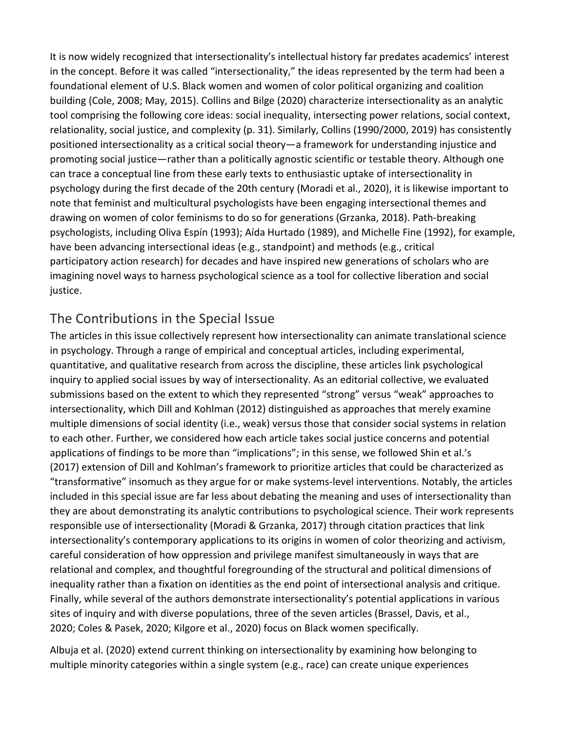It is now widely recognized that intersectionality's intellectual history far predates academics' interest in the concept. Before it was called "intersectionality," the ideas represented by the term had been a foundational element of U.S. Black women and women of color political organizing and coalition building (Cole, 2008; May, 2015). Collins and Bilge (2020) characterize intersectionality as an analytic tool comprising the following core ideas: social inequality, intersecting power relations, social context, relationality, social justice, and complexity (p. 31). Similarly, Collins (1990/2000, 2019) has consistently positioned intersectionality as a critical social theory—a framework for understanding injustice and promoting social justice—rather than a politically agnostic scientific or testable theory. Although one can trace a conceptual line from these early texts to enthusiastic uptake of intersectionality in psychology during the first decade of the 20th century (Moradi et al., 2020), it is likewise important to note that feminist and multicultural psychologists have been engaging intersectional themes and drawing on women of color feminisms to do so for generations (Grzanka, 2018). Path-breaking psychologists, including Oliva Espín (1993); Aída Hurtado (1989), and Michelle Fine (1992), for example, have been advancing intersectional ideas (e.g., standpoint) and methods (e.g., critical participatory action research) for decades and have inspired new generations of scholars who are imagining novel ways to harness psychological science as a tool for collective liberation and social justice.

## The Contributions in the Special Issue

The articles in this issue collectively represent how intersectionality can animate translational science in psychology. Through a range of empirical and conceptual articles, including experimental, quantitative, and qualitative research from across the discipline, these articles link psychological inquiry to applied social issues by way of intersectionality. As an editorial collective, we evaluated submissions based on the extent to which they represented "strong" versus "weak" approaches to intersectionality, which Dill and Kohlman (2012) distinguished as approaches that merely examine multiple dimensions of social identity (i.e., weak) versus those that consider social systems in relation to each other. Further, we considered how each article takes social justice concerns and potential applications of findings to be more than "implications"; in this sense, we followed Shin et al.'s (2017) extension of Dill and Kohlman's framework to prioritize articles that could be characterized as "transformative" insomuch as they argue for or make systems-level interventions. Notably, the articles included in this special issue are far less about debating the meaning and uses of intersectionality than they are about demonstrating its analytic contributions to psychological science. Their work represents responsible use of intersectionality (Moradi & Grzanka, 2017) through citation practices that link intersectionality's contemporary applications to its origins in women of color theorizing and activism, careful consideration of how oppression and privilege manifest simultaneously in ways that are relational and complex, and thoughtful foregrounding of the structural and political dimensions of inequality rather than a fixation on identities as the end point of intersectional analysis and critique. Finally, while several of the authors demonstrate intersectionality's potential applications in various sites of inquiry and with diverse populations, three of the seven articles (Brassel, Davis, et al., 2020; Coles & Pasek, 2020; Kilgore et al., 2020) focus on Black women specifically.

Albuja et al. (2020) extend current thinking on intersectionality by examining how belonging to multiple minority categories within a single system (e.g., race) can create unique experiences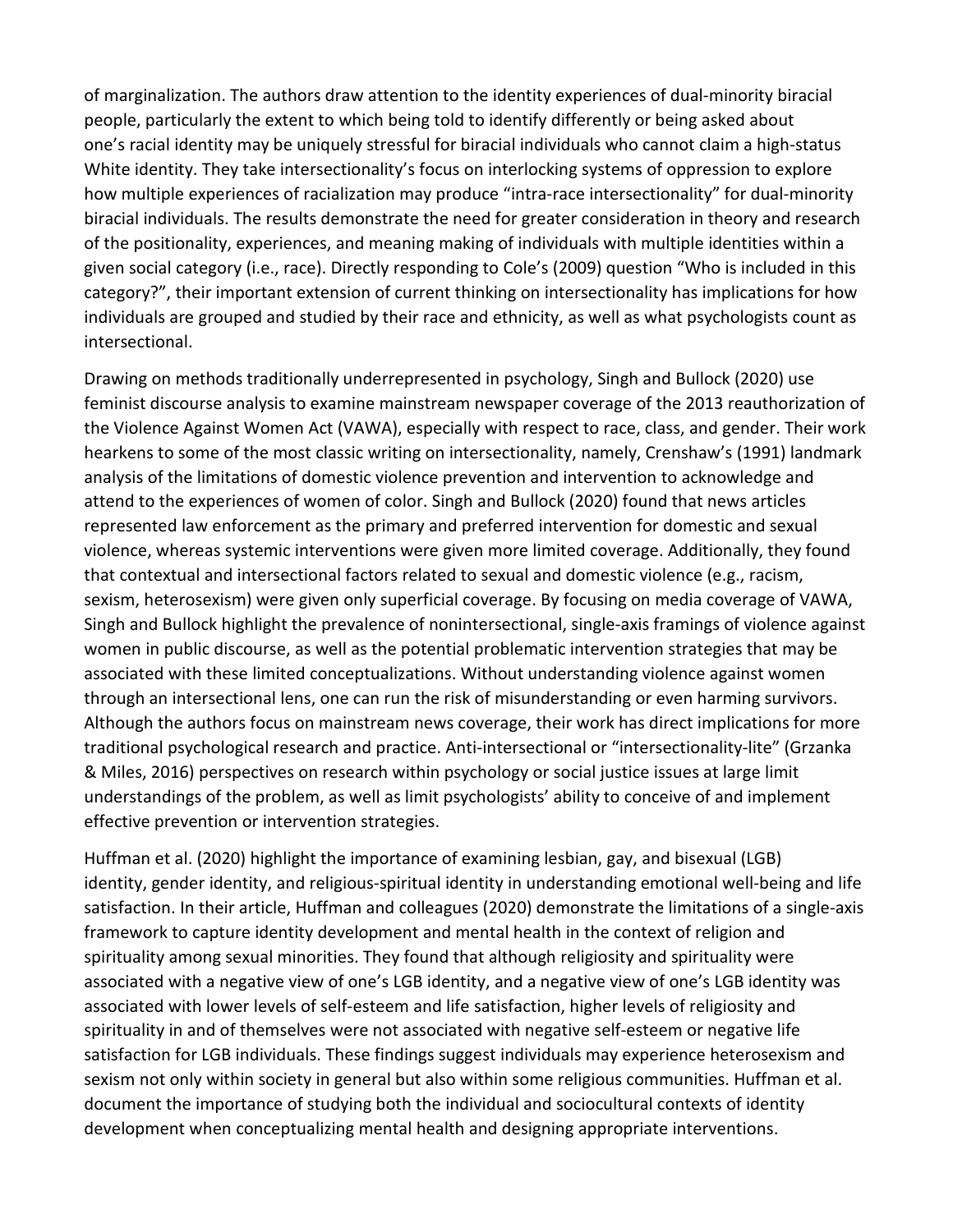of marginalization. The authors draw attention to the identity experiences of dual-minority biracial people, particularly the extent to which being told to identify differently or being asked about one's racial identity may be uniquely stressful for biracial individuals who cannot claim a high-status White identity. They take intersectionality's focus on interlocking systems of oppression to explore how multiple experiences of racialization may produce "intra-race intersectionality" for dual-minority biracial individuals. The results demonstrate the need for greater consideration in theory and research of the positionality, experiences, and meaning making of individuals with multiple identities within a given social category (i.e., race). Directly responding to Cole's (2009) question "Who is included in this category?", their important extension of current thinking on intersectionality has implications for how individuals are grouped and studied by their race and ethnicity, as well as what psychologists count as intersectional.

Drawing on methods traditionally underrepresented in psychology, Singh and Bullock (2020) use feminist discourse analysis to examine mainstream newspaper coverage of the 2013 reauthorization of the Violence Against Women Act (VAWA), especially with respect to race, class, and gender. Their work hearkens to some of the most classic writing on intersectionality, namely, Crenshaw's (1991) landmark analysis of the limitations of domestic violence prevention and intervention to acknowledge and attend to the experiences of women of color. Singh and Bullock (2020) found that news articles represented law enforcement as the primary and preferred intervention for domestic and sexual violence, whereas systemic interventions were given more limited coverage. Additionally, they found that contextual and intersectional factors related to sexual and domestic violence (e.g., racism, sexism, heterosexism) were given only superficial coverage. By focusing on media coverage of VAWA, Singh and Bullock highlight the prevalence of nonintersectional, single-axis framings of violence against women in public discourse, as well as the potential problematic intervention strategies that may be associated with these limited conceptualizations. Without understanding violence against women through an intersectional lens, one can run the risk of misunderstanding or even harming survivors. Although the authors focus on mainstream news coverage, their work has direct implications for more traditional psychological research and practice. Anti-intersectional or "intersectionality-lite" (Grzanka & Miles, 2016) perspectives on research within psychology or social justice issues at large limit understandings of the problem, as well as limit psychologists' ability to conceive of and implement effective prevention or intervention strategies.

Huffman et al. (2020) highlight the importance of examining lesbian, gay, and bisexual (LGB) identity, gender identity, and religious-spiritual identity in understanding emotional well-being and life satisfaction. In their article, Huffman and colleagues (2020) demonstrate the limitations of a single-axis framework to capture identity development and mental health in the context of religion and spirituality among sexual minorities. They found that although religiosity and spirituality were associated with a negative view of one's LGB identity, and a negative view of one's LGB identity was associated with lower levels of self-esteem and life satisfaction, higher levels of religiosity and spirituality in and of themselves were not associated with negative self-esteem or negative life satisfaction for LGB individuals. These findings suggest individuals may experience heterosexism and sexism not only within society in general but also within some religious communities. Huffman et al. document the importance of studying both the individual and sociocultural contexts of identity development when conceptualizing mental health and designing appropriate interventions.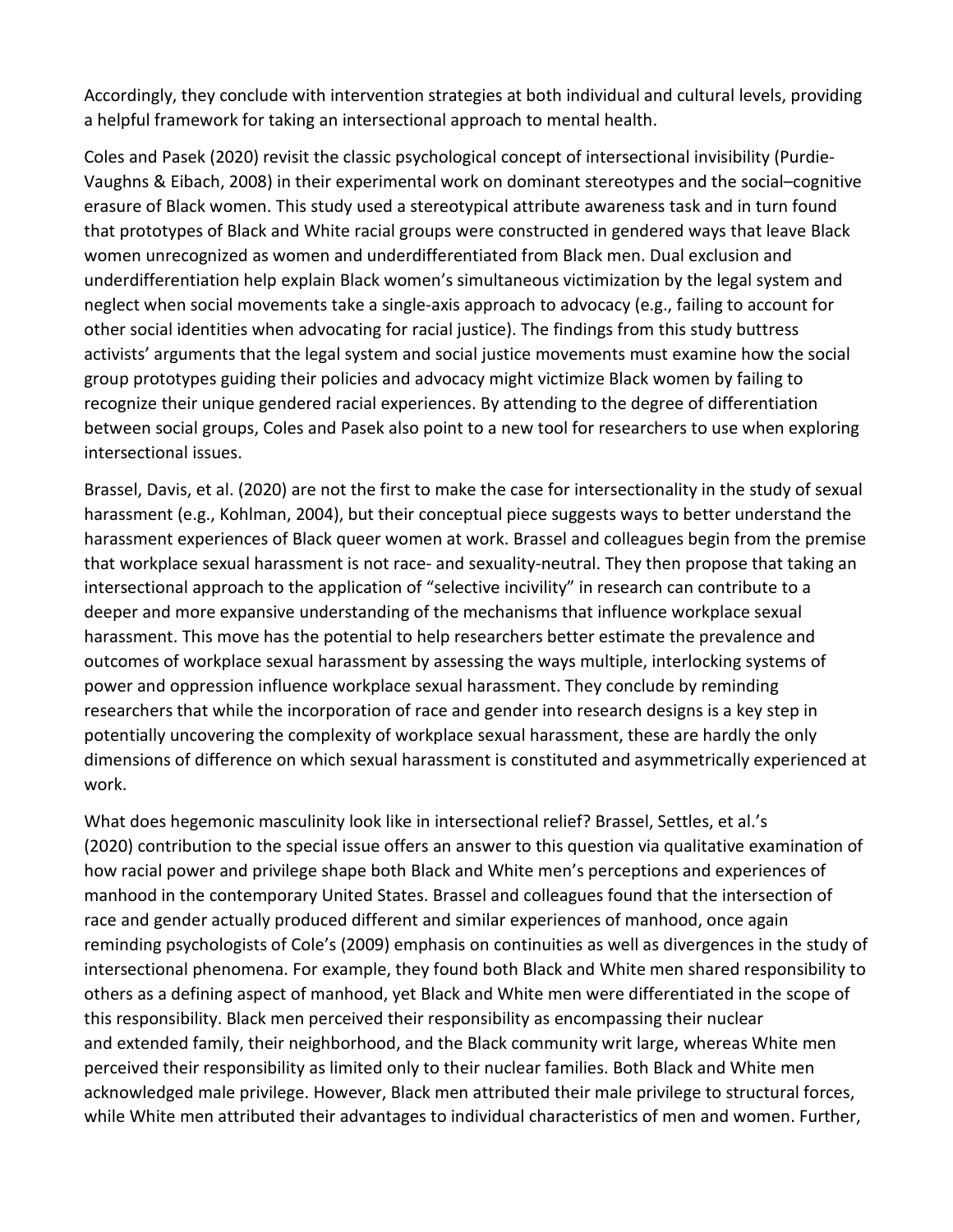Accordingly, they conclude with intervention strategies at both individual and cultural levels, providing a helpful framework for taking an intersectional approach to mental health.

Coles and Pasek (2020) revisit the classic psychological concept of intersectional invisibility (Purdie-Vaughns & Eibach, 2008) in their experimental work on dominant stereotypes and the social–cognitive erasure of Black women. This study used a stereotypical attribute awareness task and in turn found that prototypes of Black and White racial groups were constructed in gendered ways that leave Black women unrecognized as women and underdifferentiated from Black men. Dual exclusion and underdifferentiation help explain Black women's simultaneous victimization by the legal system and neglect when social movements take a single-axis approach to advocacy (e.g., failing to account for other social identities when advocating for racial justice). The findings from this study buttress activists' arguments that the legal system and social justice movements must examine how the social group prototypes guiding their policies and advocacy might victimize Black women by failing to recognize their unique gendered racial experiences. By attending to the degree of differentiation between social groups, Coles and Pasek also point to a new tool for researchers to use when exploring intersectional issues.

Brassel, Davis, et al. (2020) are not the first to make the case for intersectionality in the study of sexual harassment (e.g., Kohlman, 2004), but their conceptual piece suggests ways to better understand the harassment experiences of Black queer women at work. Brassel and colleagues begin from the premise that workplace sexual harassment is not race- and sexuality-neutral. They then propose that taking an intersectional approach to the application of "selective incivility" in research can contribute to a deeper and more expansive understanding of the mechanisms that influence workplace sexual harassment. This move has the potential to help researchers better estimate the prevalence and outcomes of workplace sexual harassment by assessing the ways multiple, interlocking systems of power and oppression influence workplace sexual harassment. They conclude by reminding researchers that while the incorporation of race and gender into research designs is a key step in potentially uncovering the complexity of workplace sexual harassment, these are hardly the only dimensions of difference on which sexual harassment is constituted and asymmetrically experienced at work.

What does hegemonic masculinity look like in intersectional relief? Brassel, Settles, et al.'s (2020) contribution to the special issue offers an answer to this question via qualitative examination of how racial power and privilege shape both Black and White men's perceptions and experiences of manhood in the contemporary United States. Brassel and colleagues found that the intersection of race and gender actually produced different and similar experiences of manhood, once again reminding psychologists of Cole's (2009) emphasis on continuities as well as divergences in the study of intersectional phenomena. For example, they found both Black and White men shared responsibility to others as a defining aspect of manhood, yet Black and White men were differentiated in the scope of this responsibility. Black men perceived their responsibility as encompassing their nuclear and extended family, their neighborhood, and the Black community writ large, whereas White men perceived their responsibility as limited only to their nuclear families. Both Black and White men acknowledged male privilege. However, Black men attributed their male privilege to structural forces, while White men attributed their advantages to individual characteristics of men and women. Further,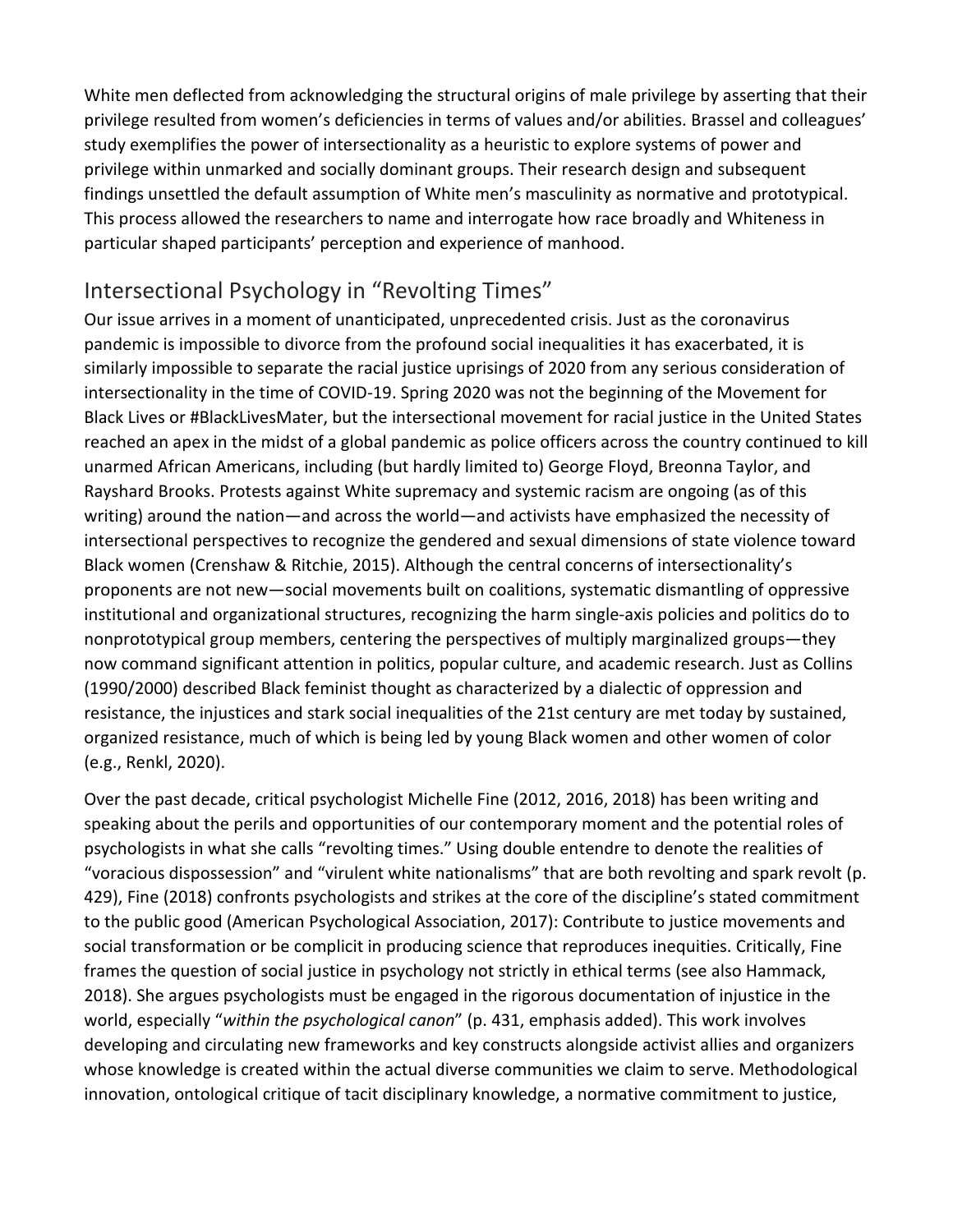White men deflected from acknowledging the structural origins of male privilege by asserting that their privilege resulted from women's deficiencies in terms of values and/or abilities. Brassel and colleagues' study exemplifies the power of intersectionality as a heuristic to explore systems of power and privilege within unmarked and socially dominant groups. Their research design and subsequent findings unsettled the default assumption of White men's masculinity as normative and prototypical. This process allowed the researchers to name and interrogate how race broadly and Whiteness in particular shaped participants' perception and experience of manhood.

## Intersectional Psychology in "Revolting Times"

Our issue arrives in a moment of unanticipated, unprecedented crisis. Just as the coronavirus pandemic is impossible to divorce from the profound social inequalities it has exacerbated, it is similarly impossible to separate the racial justice uprisings of 2020 from any serious consideration of intersectionality in the time of COVID-19. Spring 2020 was not the beginning of the Movement for Black Lives or #BlackLivesMater, but the intersectional movement for racial justice in the United States reached an apex in the midst of a global pandemic as police officers across the country continued to kill unarmed African Americans, including (but hardly limited to) George Floyd, Breonna Taylor, and Rayshard Brooks. Protests against White supremacy and systemic racism are ongoing (as of this writing) around the nation—and across the world—and activists have emphasized the necessity of intersectional perspectives to recognize the gendered and sexual dimensions of state violence toward Black women (Crenshaw & Ritchie, 2015). Although the central concerns of intersectionality's proponents are not new—social movements built on coalitions, systematic dismantling of oppressive institutional and organizational structures, recognizing the harm single-axis policies and politics do to nonprototypical group members, centering the perspectives of multiply marginalized groups—they now command significant attention in politics, popular culture, and academic research. Just as Collins (1990/2000) described Black feminist thought as characterized by a dialectic of oppression and resistance, the injustices and stark social inequalities of the 21st century are met today by sustained, organized resistance, much of which is being led by young Black women and other women of color (e.g., Renkl, 2020).

Over the past decade, critical psychologist Michelle Fine (2012, 2016, 2018) has been writing and speaking about the perils and opportunities of our contemporary moment and the potential roles of psychologists in what she calls "revolting times." Using double entendre to denote the realities of "voracious dispossession" and "virulent white nationalisms" that are both revolting and spark revolt (p. 429), Fine (2018) confronts psychologists and strikes at the core of the discipline's stated commitment to the public good (American Psychological Association, 2017): Contribute to justice movements and social transformation or be complicit in producing science that reproduces inequities. Critically, Fine frames the question of social justice in psychology not strictly in ethical terms (see also Hammack, 2018). She argues psychologists must be engaged in the rigorous documentation of injustice in the world, especially "*within the psychological canon*" (p. 431, emphasis added). This work involves developing and circulating new frameworks and key constructs alongside activist allies and organizers whose knowledge is created within the actual diverse communities we claim to serve. Methodological innovation, ontological critique of tacit disciplinary knowledge, a normative commitment to justice,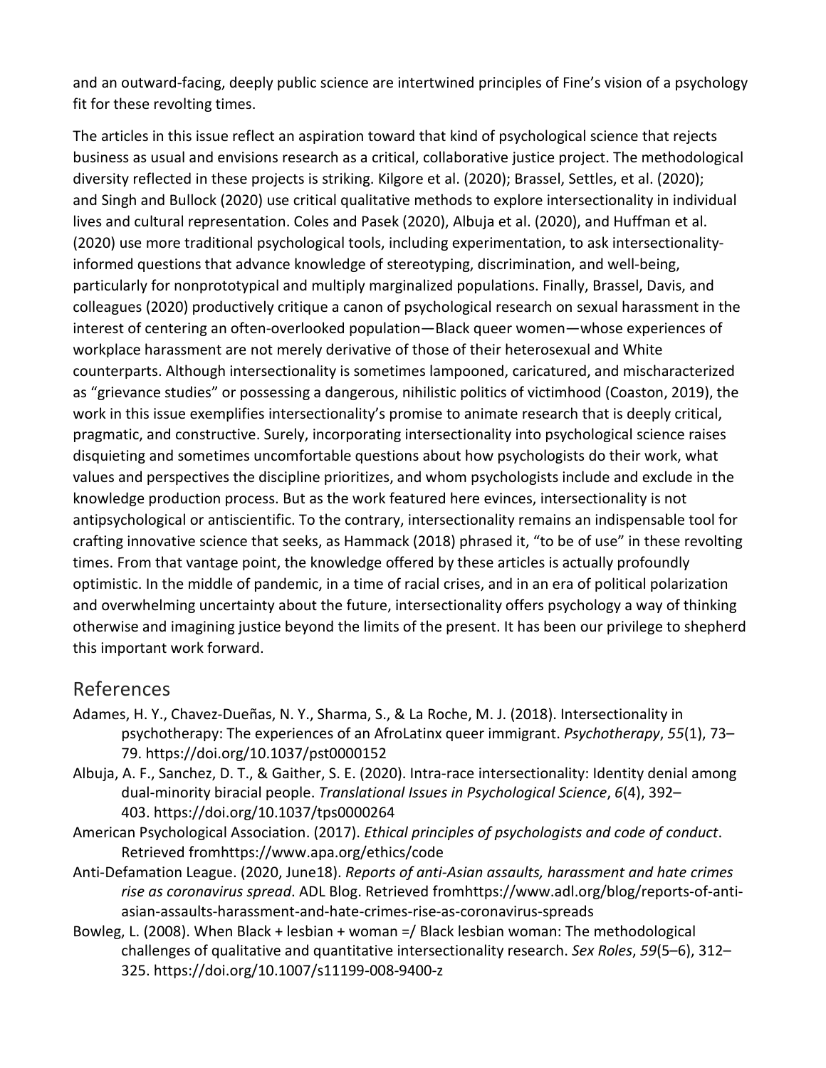and an outward-facing, deeply public science are intertwined principles of Fine's vision of a psychology fit for these revolting times.

The articles in this issue reflect an aspiration toward that kind of psychological science that rejects business as usual and envisions research as a critical, collaborative justice project. The methodological diversity reflected in these projects is striking. Kilgore et al. (2020); Brassel, Settles, et al. (2020); and Singh and Bullock (2020) use critical qualitative methods to explore intersectionality in individual lives and cultural representation. Coles and Pasek (2020), Albuja et al. (2020), and Huffman et al. (2020) use more traditional psychological tools, including experimentation, to ask intersectionality-informed questions that advance knowledge of stereotyping, discrimination, and well-being, particularly for nonprototypical and multiply marginalized populations. Finally, Brassel, Davis, and colleagues (2020) productively critique a canon of psychological research on sexual harassment in the interest of centering an often-overlooked population—Black queer women—whose experiences of workplace harassment are not merely derivative of those of their heterosexual and White counterparts. Although intersectionality is sometimes lampooned, caricatured, and mischaracterized as "grievance studies" or possessing a dangerous, nihilistic politics of victimhood (Coaston, 2019), the work in this issue exemplifies intersectionality's promise to animate research that is deeply critical, pragmatic, and constructive. Surely, incorporating intersectionality into psychological science raises disquieting and sometimes uncomfortable questions about how psychologists do their work, what values and perspectives the discipline prioritizes, and whom psychologists include and exclude in the knowledge production process. But as the work featured here evinces, intersectionality is not antipsychological or antiscientific. To the contrary, intersectionality remains an indispensable tool for crafting innovative science that seeks, as Hammack (2018) phrased it, "to be of use" in these revolting times. From that vantage point, the knowledge offered by these articles is actually profoundly optimistic. In the middle of pandemic, in a time of racial crises, and in an era of political polarization and overwhelming uncertainty about the future, intersectionality offers psychology a way of thinking otherwise and imagining justice beyond the limits of the present. It has been our privilege to shepherd this important work forward.

## References

Adames, H. Y., Chavez-Dueñas, N. Y., Sharma, S., & La Roche, M. J. (2018). Intersectionality in psychotherapy: The experiences of an AfroLatinx queer immigrant. *Psychotherapy*, *55*(1), 73–79. https://doi.org/10.1037/pst0000152

Albuja, A. F., Sanchez, D. T., & Gaither, S. E. (2020). Intra-race intersectionality: Identity denial among dual-minority biracial people. *Translational Issues in Psychological Science*, *6*(4), 392–403. https://doi.org/10.1037/tps0000264

American Psychological Association. (2017). *Ethical principles of psychologists and code of conduct*. Retrieved fromhttps://www.apa.org/ethics/code

Anti-Defamation League. (2020, June18). *Reports of anti-Asian assaults, harassment and hate crimes rise as coronavirus spread*. ADL Blog. Retrieved fromhttps://www.adl.org/blog/reports-of-anti-asian-assaults-harassment-and-hate-crimes-rise-as-coronavirus-spreads

Bowleg, L. (2008). When Black + lesbian + woman =/ Black lesbian woman: The methodological challenges of qualitative and quantitative intersectionality research. *Sex Roles*, *59*(5–6), 312–325. https://doi.org/10.1007/s11199-008-9400-z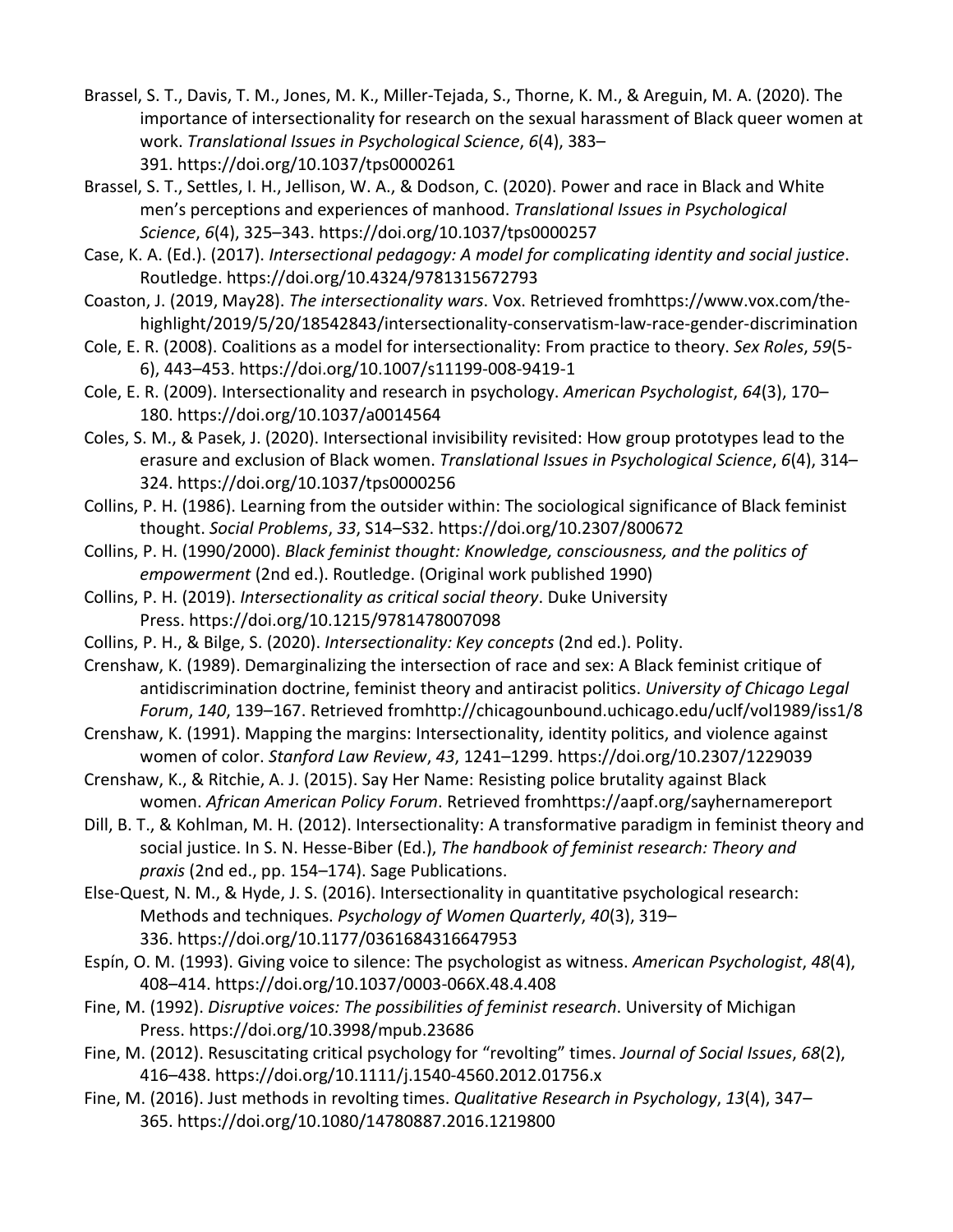Brassel, S. T., Davis, T. M., Jones, M. K., Miller-Tejada, S., Thorne, K. M., & Areguin, M. A. (2020). The importance of intersectionality for research on the sexual harassment of Black queer women at work. *Translational Issues in Psychological Science*, *6*(4), 383–391. https://doi.org/10.1037/tps0000261

Brassel, S. T., Settles, I. H., Jellison, W. A., & Dodson, C. (2020). Power and race in Black and White men's perceptions and experiences of manhood. *Translational Issues in Psychological Science*, *6*(4), 325–343. https://doi.org/10.1037/tps0000257

Case, K. A. (Ed.). (2017). *Intersectional pedagogy: A model for complicating identity and social justice*. Routledge. https://doi.org/10.4324/9781315672793

Coaston, J. (2019, May28). *The intersectionality wars*. Vox. Retrieved fromhttps://www.vox.com/the-highlight/2019/5/20/18542843/intersectionality-conservatism-law-race-gender-discrimination

Cole, E. R. (2008). Coalitions as a model for intersectionality: From practice to theory. *Sex Roles*, *59*(5-6), 443–453. https://doi.org/10.1007/s11199-008-9419-1

Cole, E. R. (2009). Intersectionality and research in psychology. *American Psychologist*, *64*(3), 170–180. https://doi.org/10.1037/a0014564

Coles, S. M., & Pasek, J. (2020). Intersectional invisibility revisited: How group prototypes lead to the erasure and exclusion of Black women. *Translational Issues in Psychological Science*, *6*(4), 314–324. https://doi.org/10.1037/tps0000256

Collins, P. H. (1986). Learning from the outsider within: The sociological significance of Black feminist thought. *Social Problems*, *33*, S14–S32. https://doi.org/10.2307/800672

Collins, P. H. (1990/2000). *Black feminist thought: Knowledge, consciousness, and the politics of empowerment* (2nd ed.). Routledge. (Original work published 1990)

Collins, P. H. (2019). *Intersectionality as critical social theory*. Duke University Press. https://doi.org/10.1215/9781478007098

Collins, P. H., & Bilge, S. (2020). *Intersectionality: Key concepts* (2nd ed.). Polity.

Crenshaw, K. (1989). Demarginalizing the intersection of race and sex: A Black feminist critique of antidiscrimination doctrine, feminist theory and antiracist politics. *University of Chicago Legal Forum*, *140*, 139–167. Retrieved fromhttp://chicagounbound.uchicago.edu/uclf/vol1989/iss1/8

Crenshaw, K. (1991). Mapping the margins: Intersectionality, identity politics, and violence against women of color. *Stanford Law Review*, *43*, 1241–1299. https://doi.org/10.2307/1229039

Crenshaw, K., & Ritchie, A. J. (2015). Say Her Name: Resisting police brutality against Black women. *African American Policy Forum*. Retrieved fromhttps://aapf.org/sayhernamereport

Dill, B. T., & Kohlman, M. H. (2012). Intersectionality: A transformative paradigm in feminist theory and social justice. In S. N. Hesse-Biber (Ed.), *The handbook of feminist research: Theory and praxis* (2nd ed., pp. 154–174). Sage Publications.

Else-Quest, N. M., & Hyde, J. S. (2016). Intersectionality in quantitative psychological research: Methods and techniques. *Psychology of Women Quarterly*, *40*(3), 319–336. https://doi.org/10.1177/0361684316647953

Espín, O. M. (1993). Giving voice to silence: The psychologist as witness. *American Psychologist*, *48*(4), 408–414. https://doi.org/10.1037/0003-066X.48.4.408

Fine, M. (1992). *Disruptive voices: The possibilities of feminist research*. University of Michigan Press. https://doi.org/10.3998/mpub.23686

Fine, M. (2012). Resuscitating critical psychology for "revolting" times. *Journal of Social Issues*, *68*(2), 416–438. https://doi.org/10.1111/j.1540-4560.2012.01756.x

Fine, M. (2016). Just methods in revolting times. *Qualitative Research in Psychology*, *13*(4), 347–365. https://doi.org/10.1080/14780887.2016.1219800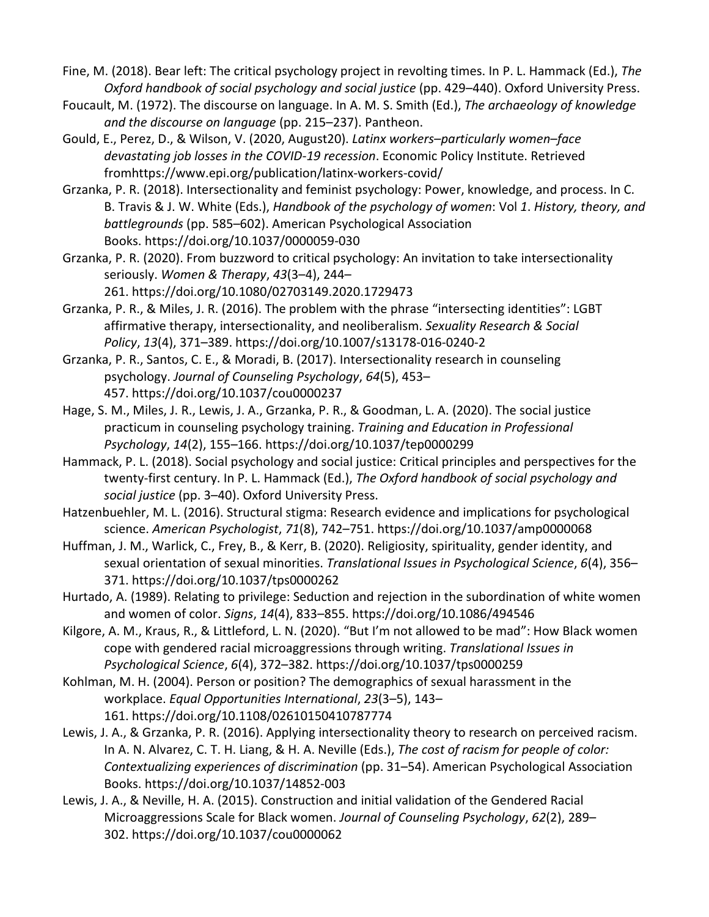Fine, M. (2018). Bear left: The critical psychology project in revolting times. In P. L. Hammack (Ed.), *The Oxford handbook of social psychology and social justice* (pp. 429–440). Oxford University Press.

Foucault, M. (1972). The discourse on language. In A. M. S. Smith (Ed.), *The archaeology of knowledge and the discourse on language* (pp. 215–237). Pantheon.

Gould, E., Perez, D., & Wilson, V. (2020, August20). *Latinx workers–particularly women–face devastating job losses in the COVID-19 recession*. Economic Policy Institute. Retrieved fromhttps://www.epi.org/publication/latinx-workers-covid/

Grzanka, P. R. (2018). Intersectionality and feminist psychology: Power, knowledge, and process. In C. B. Travis & J. W. White (Eds.), *Handbook of the psychology of women*: Vol *1*. *History, theory, and battlegrounds* (pp. 585–602). American Psychological Association Books. https://doi.org/10.1037/0000059-030

Grzanka, P. R. (2020). From buzzword to critical psychology: An invitation to take intersectionality seriously. *Women & Therapy*, *43*(3–4), 244–261. https://doi.org/10.1080/02703149.2020.1729473

Grzanka, P. R., & Miles, J. R. (2016). The problem with the phrase "intersecting identities": LGBT affirmative therapy, intersectionality, and neoliberalism. *Sexuality Research & Social Policy*, *13*(4), 371–389. https://doi.org/10.1007/s13178-016-0240-2

Grzanka, P. R., Santos, C. E., & Moradi, B. (2017). Intersectionality research in counseling psychology. *Journal of Counseling Psychology*, *64*(5), 453–457. https://doi.org/10.1037/cou0000237

Hage, S. M., Miles, J. R., Lewis, J. A., Grzanka, P. R., & Goodman, L. A. (2020). The social justice practicum in counseling psychology training. *Training and Education in Professional Psychology*, *14*(2), 155–166. https://doi.org/10.1037/tep0000299

Hammack, P. L. (2018). Social psychology and social justice: Critical principles and perspectives for the twenty-first century. In P. L. Hammack (Ed.), *The Oxford handbook of social psychology and social justice* (pp. 3–40). Oxford University Press.

Hatzenbuehler, M. L. (2016). Structural stigma: Research evidence and implications for psychological science. *American Psychologist*, *71*(8), 742–751. https://doi.org/10.1037/amp0000068

Huffman, J. M., Warlick, C., Frey, B., & Kerr, B. (2020). Religiosity, spirituality, gender identity, and sexual orientation of sexual minorities. *Translational Issues in Psychological Science*, *6*(4), 356–371. https://doi.org/10.1037/tps0000262

Hurtado, A. (1989). Relating to privilege: Seduction and rejection in the subordination of white women and women of color. *Signs*, *14*(4), 833–855. https://doi.org/10.1086/494546

Kilgore, A. M., Kraus, R., & Littleford, L. N. (2020). "But I'm not allowed to be mad": How Black women cope with gendered racial microaggressions through writing. *Translational Issues in Psychological Science*, *6*(4), 372–382. https://doi.org/10.1037/tps0000259

Kohlman, M. H. (2004). Person or position? The demographics of sexual harassment in the workplace. *Equal Opportunities International*, *23*(3–5), 143–161. https://doi.org/10.1108/02610150410787774

Lewis, J. A., & Grzanka, P. R. (2016). Applying intersectionality theory to research on perceived racism. In A. N. Alvarez, C. T. H. Liang, & H. A. Neville (Eds.), *The cost of racism for people of color: Contextualizing experiences of discrimination* (pp. 31–54). American Psychological Association Books. https://doi.org/10.1037/14852-003

Lewis, J. A., & Neville, H. A. (2015). Construction and initial validation of the Gendered Racial Microaggressions Scale for Black women. *Journal of Counseling Psychology*, *62*(2), 289–302. https://doi.org/10.1037/cou0000062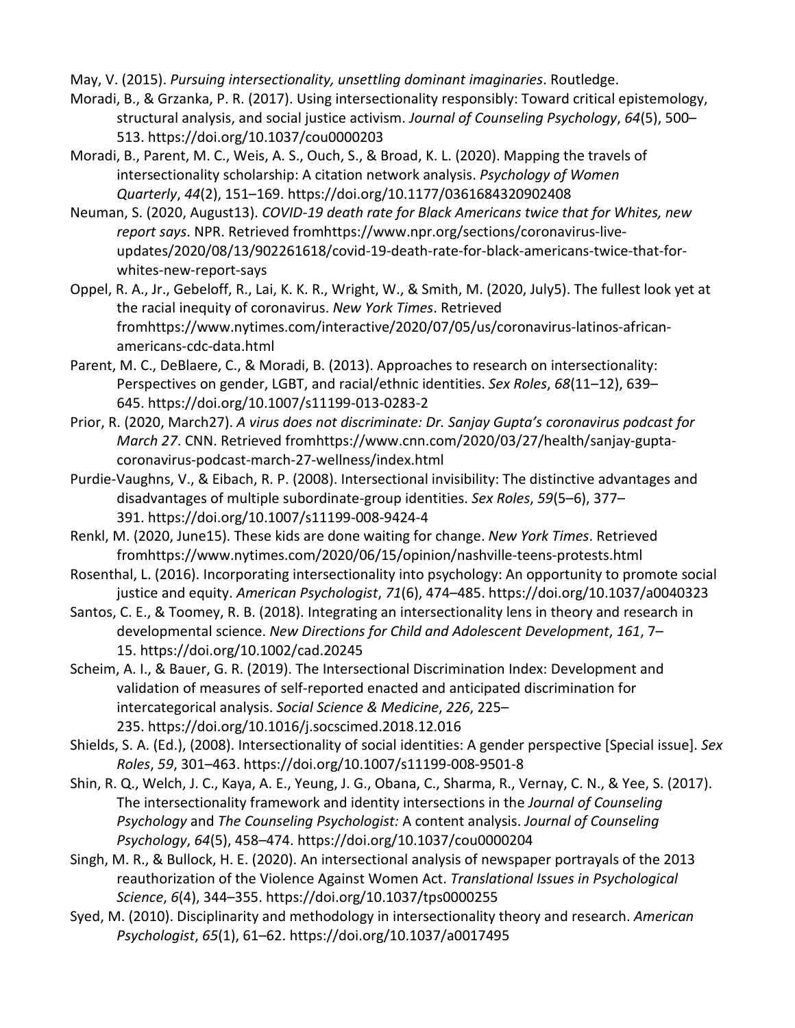May, V. (2015). *Pursuing intersectionality, unsettling dominant imaginaries*. Routledge.

Moradi, B., & Grzanka, P. R. (2017). Using intersectionality responsibly: Toward critical epistemology, structural analysis, and social justice activism. *Journal of Counseling Psychology*, *64*(5), 500–513. https://doi.org/10.1037/cou0000203

Moradi, B., Parent, M. C., Weis, A. S., Ouch, S., & Broad, K. L. (2020). Mapping the travels of intersectionality scholarship: A citation network analysis. *Psychology of Women Quarterly*, *44*(2), 151–169. https://doi.org/10.1177/0361684320902408

Neuman, S. (2020, August13). *COVID-19 death rate for Black Americans twice that for Whites, new report says*. NPR. Retrieved fromhttps://www.npr.org/sections/coronavirus-live-updates/2020/08/13/902261618/covid-19-death-rate-for-black-americans-twice-that-for-whites-new-report-says

Oppel, R. A., Jr., Gebeloff, R., Lai, K. K. R., Wright, W., & Smith, M. (2020, July5). The fullest look yet at the racial inequity of coronavirus. *New York Times*. Retrieved fromhttps://www.nytimes.com/interactive/2020/07/05/us/coronavirus-latinos-african-americans-cdc-data.html

Parent, M. C., DeBlaere, C., & Moradi, B. (2013). Approaches to research on intersectionality: Perspectives on gender, LGBT, and racial/ethnic identities. *Sex Roles*, *68*(11–12), 639–645. https://doi.org/10.1007/s11199-013-0283-2

Prior, R. (2020, March27). *A virus does not discriminate: Dr. Sanjay Gupta's coronavirus podcast for March 27*. CNN. Retrieved fromhttps://www.cnn.com/2020/03/27/health/sanjay-gupta-coronavirus-podcast-march-27-wellness/index.html

Purdie-Vaughns, V., & Eibach, R. P. (2008). Intersectional invisibility: The distinctive advantages and disadvantages of multiple subordinate-group identities. *Sex Roles*, *59*(5–6), 377–391. https://doi.org/10.1007/s11199-008-9424-4

Renkl, M. (2020, June15). These kids are done waiting for change. *New York Times*. Retrieved fromhttps://www.nytimes.com/2020/06/15/opinion/nashville-teens-protests.html

Rosenthal, L. (2016). Incorporating intersectionality into psychology: An opportunity to promote social justice and equity. *American Psychologist*, *71*(6), 474–485. https://doi.org/10.1037/a0040323

Santos, C. E., & Toomey, R. B. (2018). Integrating an intersectionality lens in theory and research in developmental science. *New Directions for Child and Adolescent Development*, *161*, 7–15. https://doi.org/10.1002/cad.20245

Scheim, A. I., & Bauer, G. R. (2019). The Intersectional Discrimination Index: Development and validation of measures of self-reported enacted and anticipated discrimination for intercategorical analysis. *Social Science & Medicine*, *226*, 225–235. https://doi.org/10.1016/j.socscimed.2018.12.016

Shields, S. A. (Ed.), (2008). Intersectionality of social identities: A gender perspective [Special issue]. *Sex Roles*, *59*, 301–463. https://doi.org/10.1007/s11199-008-9501-8

Shin, R. Q., Welch, J. C., Kaya, A. E., Yeung, J. G., Obana, C., Sharma, R., Vernay, C. N., & Yee, S. (2017). The intersectionality framework and identity intersections in the *Journal of Counseling Psychology* and *The Counseling Psychologist:* A content analysis. *Journal of Counseling Psychology*, *64*(5), 458–474. https://doi.org/10.1037/cou0000204

Singh, M. R., & Bullock, H. E. (2020). An intersectional analysis of newspaper portrayals of the 2013 reauthorization of the Violence Against Women Act. *Translational Issues in Psychological Science*, *6*(4), 344–355. https://doi.org/10.1037/tps0000255

Syed, M. (2010). Disciplinarity and methodology in intersectionality theory and research. *American Psychologist*, *65*(1), 61–62. https://doi.org/10.1037/a0017495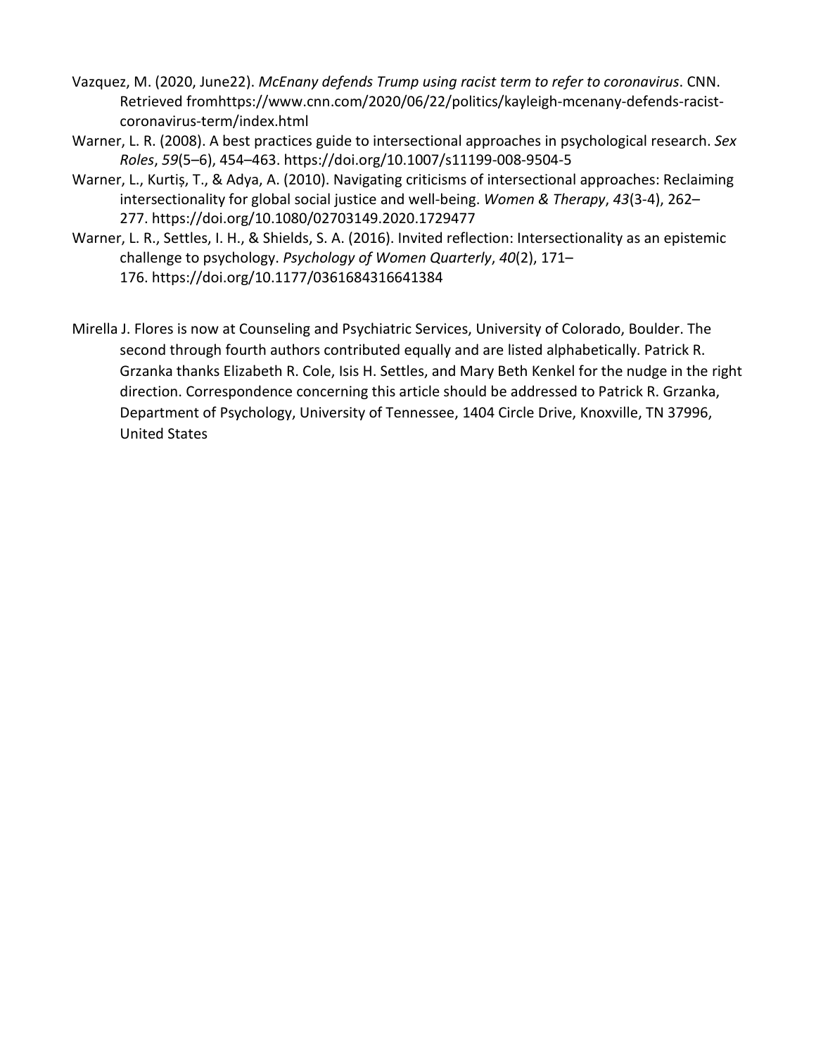Vazquez, M. (2020, June22). *McEnany defends Trump using racist term to refer to coronavirus*. CNN. Retrieved fromhttps://www.cnn.com/2020/06/22/politics/kayleigh-mcenany-defends-racist-coronavirus-term/index.html

Warner, L. R. (2008). A best practices guide to intersectional approaches in psychological research. *Sex Roles*, *59*(5–6), 454–463. https://doi.org/10.1007/s11199-008-9504-5

Warner, L., Kurtiș, T., & Adya, A. (2010). Navigating criticisms of intersectional approaches: Reclaiming intersectionality for global social justice and well-being. *Women & Therapy*, *43*(3-4), 262–277. https://doi.org/10.1080/02703149.2020.1729477

Warner, L. R., Settles, I. H., & Shields, S. A. (2016). Invited reflection: Intersectionality as an epistemic challenge to psychology. *Psychology of Women Quarterly*, *40*(2), 171–176. https://doi.org/10.1177/0361684316641384

Mirella J. Flores is now at Counseling and Psychiatric Services, University of Colorado, Boulder. The second through fourth authors contributed equally and are listed alphabetically. Patrick R. Grzanka thanks Elizabeth R. Cole, Isis H. Settles, and Mary Beth Kenkel for the nudge in the right direction. Correspondence concerning this article should be addressed to Patrick R. Grzanka, Department of Psychology, University of Tennessee, 1404 Circle Drive, Knoxville, TN 37996, United States